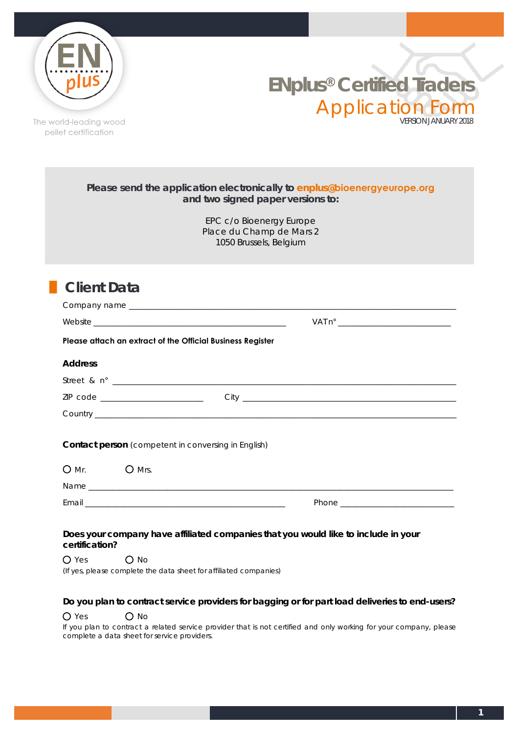EN plus

The world-leading wood pellet certification

# ENplus® Certified Traders
## Application Form

VERSION JANUARY 2018

**Please send the application electronically to enplus@bioenergyeurope.org and two signed paper versions to:**

EPC c/o Bioenergy Europe
Place du Champ de Mars 2
1050 Brussels, Belgium

## Client Data

Company name ______________________________________________

Website ______________________________ VAT n° ____________________

**Please attach an extract of the Official Business Register**

### Address

Street & n° ______________________________________________

ZIP code ____________________ City ______________________________

Country ______________________________________________

**Contact person** (competent in conversing in English)

○ Mr. ○ Mrs.

Name ______________________________________________

Email ______________________________ Phone ____________________

**Does your company have affiliated companies that you would like to include in your certification?**

○ Yes ○ No

(If yes, please complete the data sheet for affiliated companies)

**Do you plan to contract service providers for bagging or for part load deliveries to end-users?**

○ Yes ○ No

If you plan to contract a related service provider that is not certified and only working for your company, please complete a data sheet for service providers.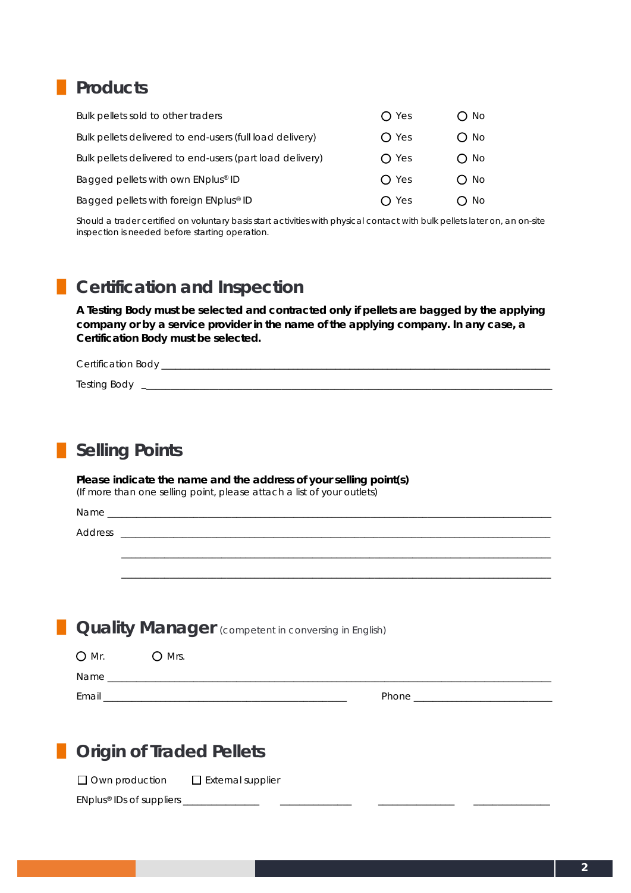## Products

| | | |
|---|---|---|
| Bulk pellets sold to other traders | ○ Yes | ○ No |
| Bulk pellets delivered to end-users (full load delivery) | ○ Yes | ○ No |
| Bulk pellets delivered to end-users (part load delivery) | ○ Yes | ○ No |
| Bagged pellets with own ENplus® ID | ○ Yes | ○ No |
| Bagged pellets with foreign ENplus® ID | ○ Yes | ○ No |

Should a trader certified on voluntary basis start activities with physical contact with bulk pellets later on, an on-site inspection is needed before starting operation.

## Certification and Inspection

**A Testing Body must be selected and contracted only if pellets are bagged by the applying company or by a service provider in the name of the applying company. In any case, a Certification Body must be selected.**

Certification Body ___________________________________________________________________________

Testing Body _____________________________________________________________________________

## Selling Points

**Please indicate the name and the address of your selling point(s)**
(If more than one selling point, please attach a list of your outlets)

Name _____________________________________________________________________________________

Address ___________________________________________________________________________________

___________________________________________________________________________________

___________________________________________________________________________________

## Quality Manager (competent in conversing in English)

○ Mr. ○ Mrs.

Name _____________________________________________________________________________________

Email ______________________________________________ Phone __________________________

## Origin of Traded Pellets

☐ Own production ☐ External supplier

ENplus® IDs of suppliers _______________ _______________ _______________ _______________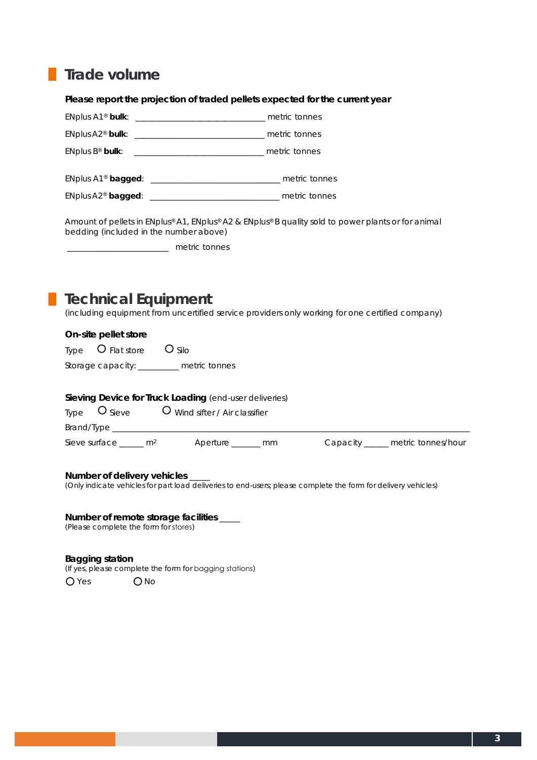## Trade volume

**Please report the projection of traded pellets expected for the current year**

ENplus A1® **bulk**: _______________________________ metric tonnes

ENplus A2® **bulk**: _______________________________ metric tonnes

ENplus B® **bulk**: _______________________________ metric tonnes

ENplus A1® **bagged**: _______________________________ metric tonnes

ENplus A2® **bagged**: _______________________________ metric tonnes

Amount of pellets in ENplus® A1, ENplus® A2 & ENplus® B quality sold to power plants or for animal bedding (included in the number above)

________________________ metric tonnes

## Technical Equipment

(including equipment from uncertified service providers only working for one certified company)

**On-site pellet store**

Type ○ Flat store ○ Silo

Storage capacity: _________ metric tonnes

**Sieving Device for Truck Loading** (end-user deliveries)

Type ○ Sieve ○ Wind sifter / Air classifier

Brand/Type ________________________________________________________________________________________

Sieve surface ______ m² Aperture _______ mm Capacity ______ metric tonnes/hour

**Number of delivery vehicles** _____

(Only indicate vehicles for part load deliveries to end-users; please complete the form for delivery vehicles)

**Number of remote storage facilities** _____

(Please complete the form for stores)

**Bagging station**

(If yes, please complete the form for bagging stations)

○ Yes ○ No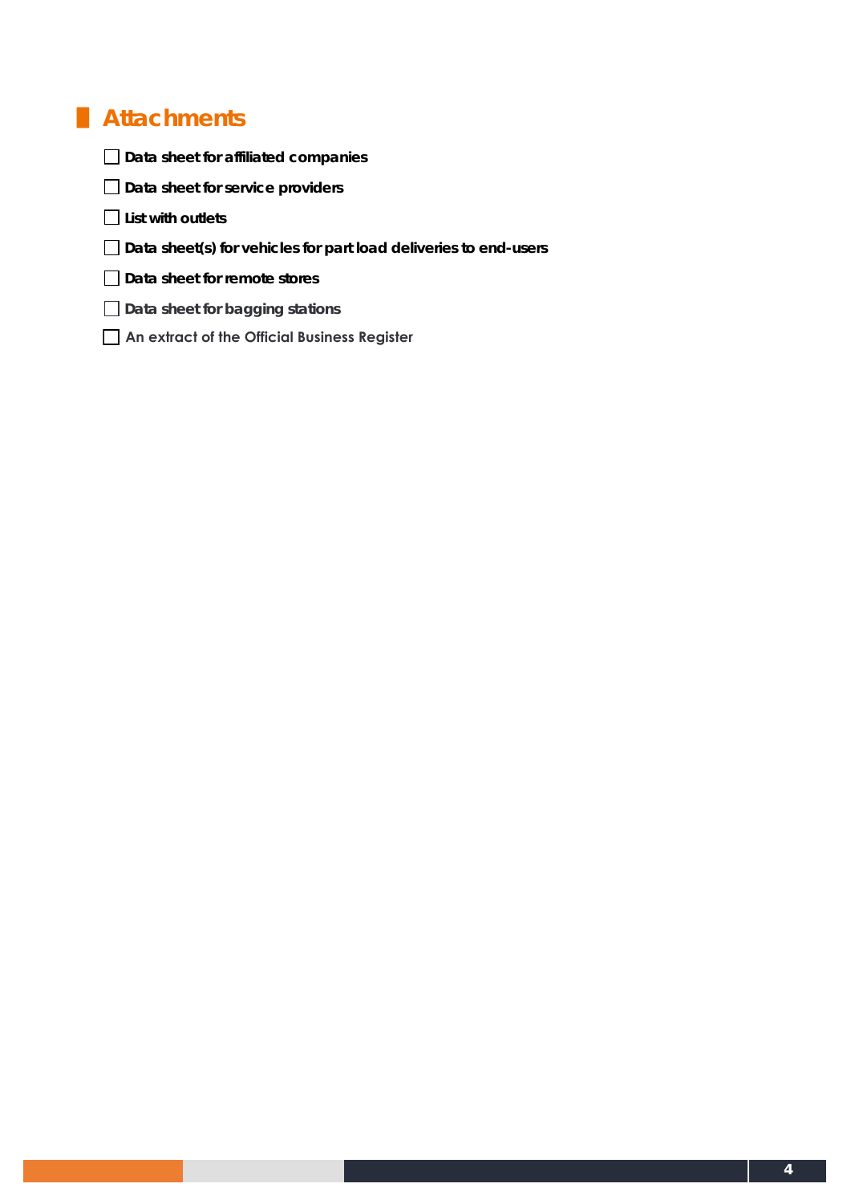## Attachments

- [ ] **Data sheet for affiliated companies**
- [ ] **Data sheet for service providers**
- [ ] **List with outlets**
- [ ] **Data sheet(s) for vehicles for part load deliveries to end-users**
- [ ] **Data sheet for remote stores**
- [ ] **Data sheet for bagging stations**
- [ ] An extract of the Official Business Register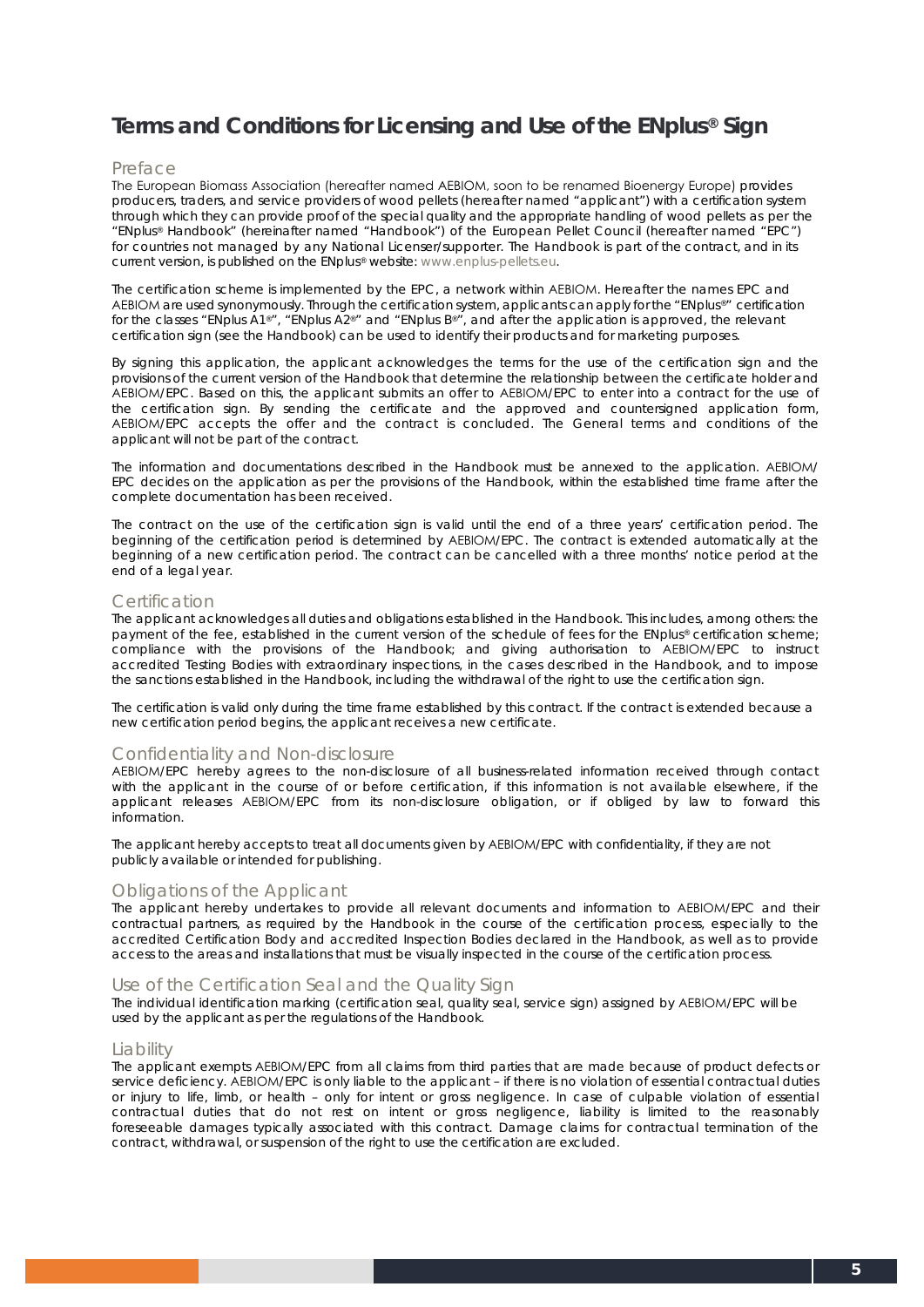# Terms and Conditions for Licensing and Use of the ENplus® Sign

## Preface

The European Biomass Association (hereafter named AEBIOM, soon to be renamed Bioenergy Europe) provides producers, traders, and service providers of wood pellets (hereafter named "applicant") with a certification system through which they can provide proof of the special quality and the appropriate handling of wood pellets as per the "ENplus® Handbook" (hereinafter named "Handbook") of the European Pellet Council (hereafter named "EPC") for countries not managed by any National Licenser/supporter. The Handbook is part of the contract, and in its current version, is published on the ENplus® website: www.enplus-pellets.eu.

The certification scheme is implemented by the EPC, a network within AEBIOM. Hereafter the names EPC and AEBIOM are used synonymously. Through the certification system, applicants can apply for the "ENplus®" certification for the classes "ENplus A1®", "ENplus A2®" and "ENplus B®", and after the application is approved, the relevant certification sign (see the Handbook) can be used to identify their products and for marketing purposes.

By signing this application, the applicant acknowledges the terms for the use of the certification sign and the provisions of the current version of the Handbook that determine the relationship between the certificate holder and AEBIOM/EPC. Based on this, the applicant submits an offer to AEBIOM/EPC to enter into a contract for the use of the certification sign. By sending the certificate and the approved and countersigned application form, AEBIOM/EPC accepts the offer and the contract is concluded. The General terms and conditions of the applicant will not be part of the contract.

The information and documentations described in the Handbook must be annexed to the application. AEBIOM/EPC decides on the application as per the provisions of the Handbook, within the established time frame after the complete documentation has been received.

The contract on the use of the certification sign is valid until the end of a three years' certification period. The beginning of the certification period is determined by AEBIOM/EPC. The contract is extended automatically at the beginning of a new certification period. The contract can be cancelled with a three months' notice period at the end of a legal year.

## Certification

The applicant acknowledges all duties and obligations established in the Handbook. This includes, among others: the payment of the fee, established in the current version of the schedule of fees for the ENplus® certification scheme; compliance with the provisions of the Handbook; and giving authorisation to AEBIOM/EPC to instruct accredited Testing Bodies with extraordinary inspections, in the cases described in the Handbook, and to impose the sanctions established in the Handbook, including the withdrawal of the right to use the certification sign.

The certification is valid only during the time frame established by this contract. If the contract is extended because a new certification period begins, the applicant receives a new certificate.

## Confidentiality and Non-disclosure

AEBIOM/EPC hereby agrees to the non-disclosure of all business-related information received through contact with the applicant in the course of or before certification, if this information is not available elsewhere, if the applicant releases AEBIOM/EPC from its non-disclosure obligation, or if obliged by law to forward this information.

The applicant hereby accepts to treat all documents given by AEBIOM/EPC with confidentiality, if they are not publicly available or intended for publishing.

## Obligations of the Applicant

The applicant hereby undertakes to provide all relevant documents and information to AEBIOM/EPC and their contractual partners, as required by the Handbook in the course of the certification process, especially to the accredited Certification Body and accredited Inspection Bodies declared in the Handbook, as well as to provide access to the areas and installations that must be visually inspected in the course of the certification process.

## Use of the Certification Seal and the Quality Sign

The individual identification marking (certification seal, quality seal, service sign) assigned by AEBIOM/EPC will be used by the applicant as per the regulations of the Handbook.

## Liability

The applicant exempts AEBIOM/EPC from all claims from third parties that are made because of product defects or service deficiency. AEBIOM/EPC is only liable to the applicant – if there is no violation of essential contractual duties or injury to life, limb, or health – only for intent or gross negligence. In case of culpable violation of essential contractual duties that do not rest on intent or gross negligence, liability is limited to the reasonably foreseeable damages typically associated with this contract. Damage claims for contractual termination of the contract, withdrawal, or suspension of the right to use the certification are excluded.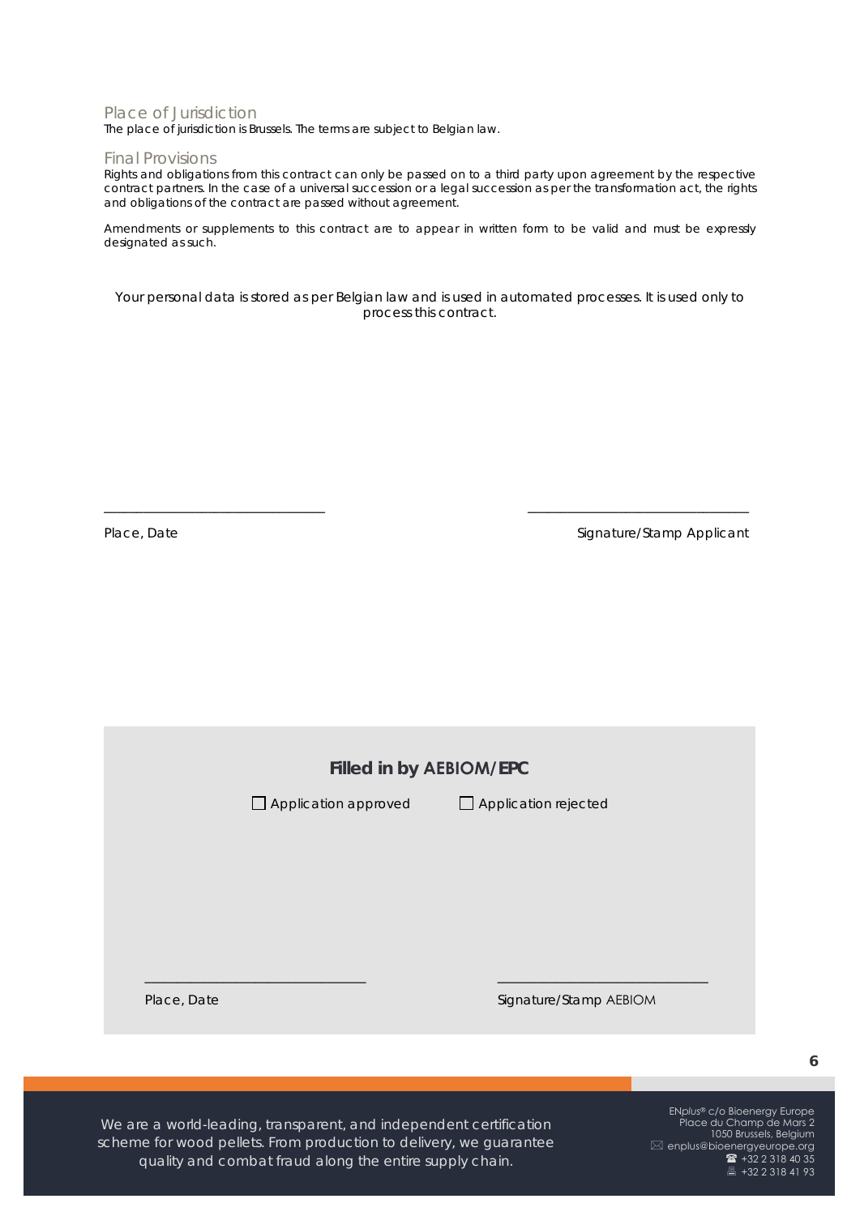## Place of Jurisdiction

The place of jurisdiction is Brussels. The terms are subject to Belgian law.

## Final Provisions

Rights and obligations from this contract can only be passed on to a third party upon agreement by the respective contract partners. In the case of a universal succession or a legal succession as per the transformation act, the rights and obligations of the contract are passed without agreement.

Amendments or supplements to this contract are to appear in written form to be valid and must be expressly designated as such.

Your personal data is stored as per Belgian law and is used in automated processes. It is used only to process this contract.

\_\_\_\_\_\_\_\_\_\_\_\_\_\_\_\_\_\_\_\_\_\_\_\_\_\_\_\_\_\_\_\_ \_\_\_\_\_\_\_\_\_\_\_\_\_\_\_\_\_\_\_\_\_\_\_\_\_\_\_\_\_\_\_\_

Place, Date Signature/Stamp Applicant

### Filled in by AEBIOM/EPC

☐ Application approved ☐ Application rejected

\_\_\_\_\_\_\_\_\_\_\_\_\_\_\_\_\_\_\_\_\_\_\_\_\_\_\_\_\_\_\_\_ \_\_\_\_\_\_\_\_\_\_\_\_\_\_\_\_\_\_\_\_\_\_\_\_\_\_\_\_\_\_\_\_

Place, Date Signature/Stamp AEBIOM

We are a world-leading, transparent, and independent certification scheme for wood pellets. From production to delivery, we guarantee quality and combat fraud along the entire supply chain.

EN*plus*® c/o Bioenergy Europe
Place du Champ de Mars 2
1050 Brussels, Belgium
enplus@bioenergyeurope.org
+32 2 318 40 35
+32 2 318 41 93